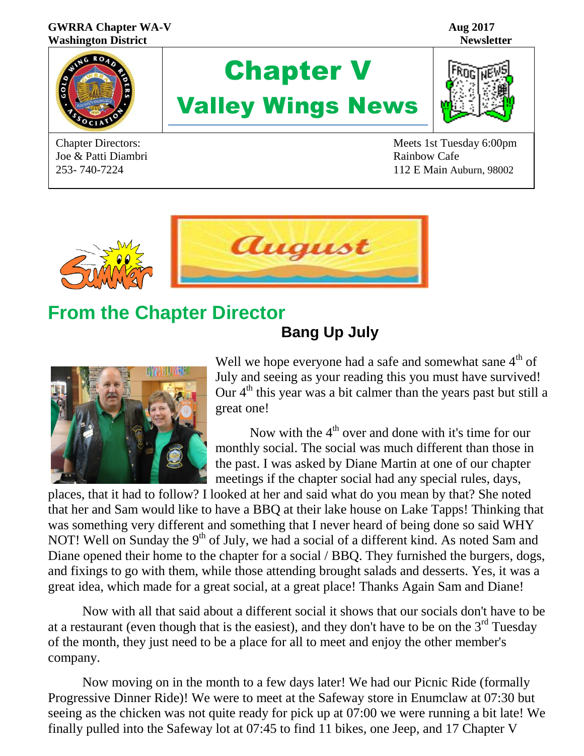GWRRA Chapter WA-V
Washington District

Aug 2017
Newsletter

# Chapter V
# Valley Wings News

Chapter Directors:
Joe & Patti Diambri
253- 740-7224

Meets 1st Tuesday 6:00pm
Rainbow Cafe
112 E Main Auburn, 98002

August

## From the Chapter Director

### Bang Up July

Well we hope everyone had a safe and somewhat sane 4th of July and seeing as your reading this you must have survived! Our 4th this year was a bit calmer than the years past but still a great one!

Now with the 4th over and done with it's time for our monthly social. The social was much different than those in the past. I was asked by Diane Martin at one of our chapter meetings if the chapter social had any special rules, days, places, that it had to follow? I looked at her and said what do you mean by that? She noted that her and Sam would like to have a BBQ at their lake house on Lake Tapps! Thinking that was something very different and something that I never heard of being done so said WHY NOT! Well on Sunday the 9th of July, we had a social of a different kind. As noted Sam and Diane opened their home to the chapter for a social / BBQ. They furnished the burgers, dogs, and fixings to go with them, while those attending brought salads and desserts. Yes, it was a great idea, which made for a great social, at a great place! Thanks Again Sam and Diane!

Now with all that said about a different social it shows that our socials don't have to be at a restaurant (even though that is the easiest), and they don't have to be on the 3rd Tuesday of the month, they just need to be a place for all to meet and enjoy the other member's company.

Now moving on in the month to a few days later! We had our Picnic Ride (formally Progressive Dinner Ride)! We were to meet at the Safeway store in Enumclaw at 07:30 but seeing as the chicken was not quite ready for pick up at 07:00 we were running a bit late! We finally pulled into the Safeway lot at 07:45 to find 11 bikes, one Jeep, and 17 Chapter V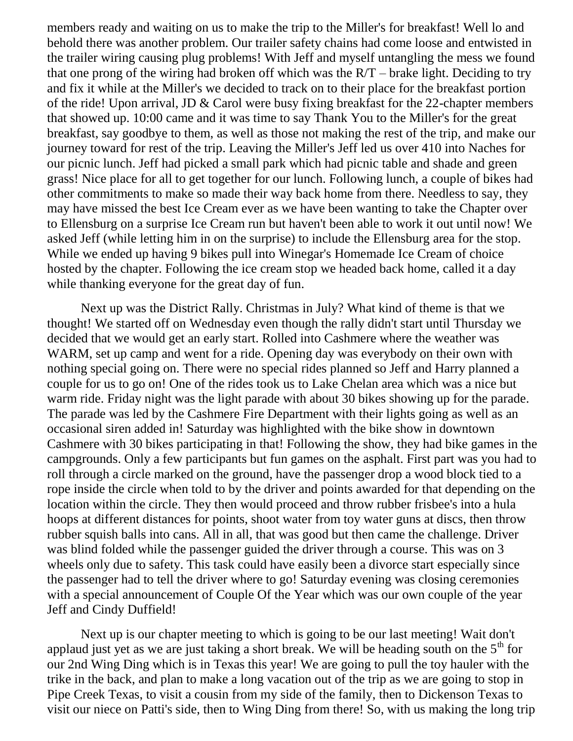members ready and waiting on us to make the trip to the Miller's for breakfast! Well lo and behold there was another problem. Our trailer safety chains had come loose and entwisted in the trailer wiring causing plug problems! With Jeff and myself untangling the mess we found that one prong of the wiring had broken off which was the R/T – brake light. Deciding to try and fix it while at the Miller's we decided to track on to their place for the breakfast portion of the ride! Upon arrival, JD & Carol were busy fixing breakfast for the 22-chapter members that showed up. 10:00 came and it was time to say Thank You to the Miller's for the great breakfast, say goodbye to them, as well as those not making the rest of the trip, and make our journey toward for rest of the trip. Leaving the Miller's Jeff led us over 410 into Naches for our picnic lunch. Jeff had picked a small park which had picnic table and shade and green grass! Nice place for all to get together for our lunch. Following lunch, a couple of bikes had other commitments to make so made their way back home from there. Needless to say, they may have missed the best Ice Cream ever as we have been wanting to take the Chapter over to Ellensburg on a surprise Ice Cream run but haven't been able to work it out until now! We asked Jeff (while letting him in on the surprise) to include the Ellensburg area for the stop. While we ended up having 9 bikes pull into Winegar's Homemade Ice Cream of choice hosted by the chapter. Following the ice cream stop we headed back home, called it a day while thanking everyone for the great day of fun.

Next up was the District Rally. Christmas in July? What kind of theme is that we thought! We started off on Wednesday even though the rally didn't start until Thursday we decided that we would get an early start. Rolled into Cashmere where the weather was WARM, set up camp and went for a ride. Opening day was everybody on their own with nothing special going on. There were no special rides planned so Jeff and Harry planned a couple for us to go on! One of the rides took us to Lake Chelan area which was a nice but warm ride. Friday night was the light parade with about 30 bikes showing up for the parade. The parade was led by the Cashmere Fire Department with their lights going as well as an occasional siren added in! Saturday was highlighted with the bike show in downtown Cashmere with 30 bikes participating in that! Following the show, they had bike games in the campgrounds. Only a few participants but fun games on the asphalt. First part was you had to roll through a circle marked on the ground, have the passenger drop a wood block tied to a rope inside the circle when told to by the driver and points awarded for that depending on the location within the circle. They then would proceed and throw rubber frisbee's into a hula hoops at different distances for points, shoot water from toy water guns at discs, then throw rubber squish balls into cans. All in all, that was good but then came the challenge. Driver was blind folded while the passenger guided the driver through a course. This was on 3 wheels only due to safety. This task could have easily been a divorce start especially since the passenger had to tell the driver where to go! Saturday evening was closing ceremonies with a special announcement of Couple Of the Year which was our own couple of the year Jeff and Cindy Duffield!

Next up is our chapter meeting to which is going to be our last meeting! Wait don't applaud just yet as we are just taking a short break. We will be heading south on the 5th for our 2nd Wing Ding which is in Texas this year! We are going to pull the toy hauler with the trike in the back, and plan to make a long vacation out of the trip as we are going to stop in Pipe Creek Texas, to visit a cousin from my side of the family, then to Dickenson Texas to visit our niece on Patti's side, then to Wing Ding from there! So, with us making the long trip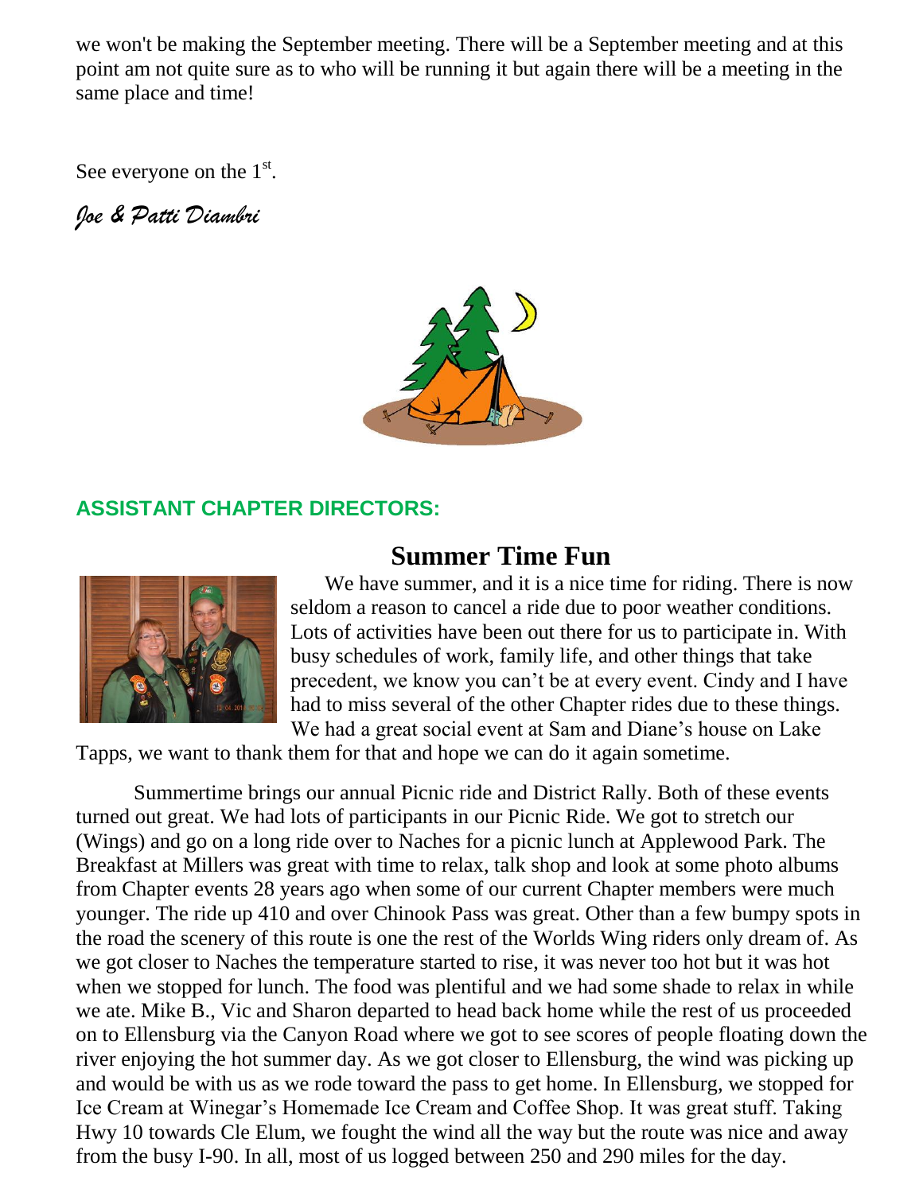we won't be making the September meeting. There will be a September meeting and at this point am not quite sure as to who will be running it but again there will be a meeting in the same place and time!

See everyone on the 1st.

*Joe & Patti Diambri*

## ASSISTANT CHAPTER DIRECTORS:

### Summer Time Fun

We have summer, and it is a nice time for riding. There is now seldom a reason to cancel a ride due to poor weather conditions. Lots of activities have been out there for us to participate in. With busy schedules of work, family life, and other things that take precedent, we know you can't be at every event. Cindy and I have had to miss several of the other Chapter rides due to these things. We had a great social event at Sam and Diane's house on Lake Tapps, we want to thank them for that and hope we can do it again sometime.

Summertime brings our annual Picnic ride and District Rally. Both of these events turned out great. We had lots of participants in our Picnic Ride. We got to stretch our (Wings) and go on a long ride over to Naches for a picnic lunch at Applewood Park. The Breakfast at Millers was great with time to relax, talk shop and look at some photo albums from Chapter events 28 years ago when some of our current Chapter members were much younger. The ride up 410 and over Chinook Pass was great. Other than a few bumpy spots in the road the scenery of this route is one the rest of the Worlds Wing riders only dream of. As we got closer to Naches the temperature started to rise, it was never too hot but it was hot when we stopped for lunch. The food was plentiful and we had some shade to relax in while we ate. Mike B., Vic and Sharon departed to head back home while the rest of us proceeded on to Ellensburg via the Canyon Road where we got to see scores of people floating down the river enjoying the hot summer day. As we got closer to Ellensburg, the wind was picking up and would be with us as we rode toward the pass to get home. In Ellensburg, we stopped for Ice Cream at Winegar's Homemade Ice Cream and Coffee Shop. It was great stuff. Taking Hwy 10 towards Cle Elum, we fought the wind all the way but the route was nice and away from the busy I-90. In all, most of us logged between 250 and 290 miles for the day.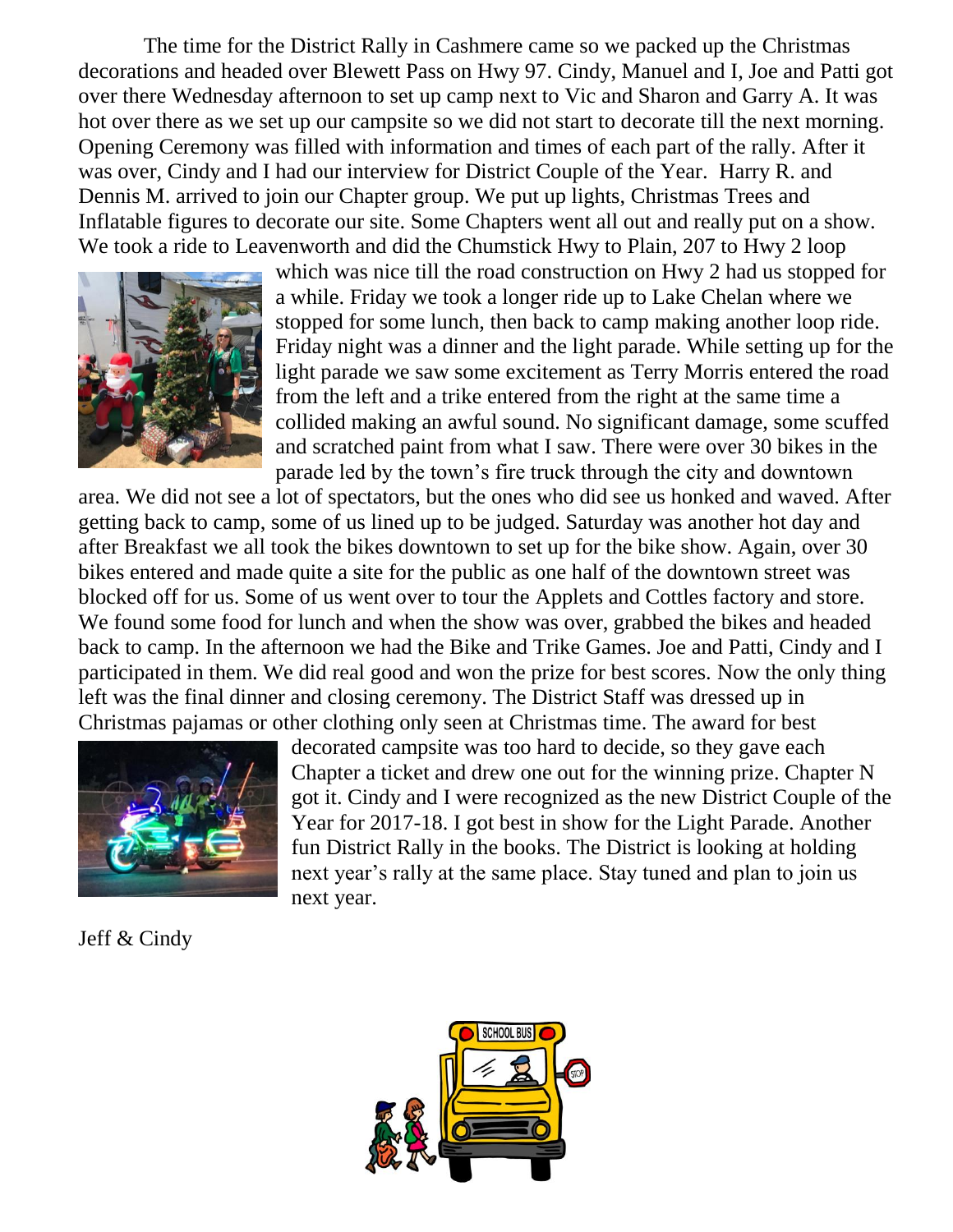The time for the District Rally in Cashmere came so we packed up the Christmas decorations and headed over Blewett Pass on Hwy 97. Cindy, Manuel and I, Joe and Patti got over there Wednesday afternoon to set up camp next to Vic and Sharon and Garry A. It was hot over there as we set up our campsite so we did not start to decorate till the next morning. Opening Ceremony was filled with information and times of each part of the rally. After it was over, Cindy and I had our interview for District Couple of the Year. Harry R. and Dennis M. arrived to join our Chapter group. We put up lights, Christmas Trees and Inflatable figures to decorate our site. Some Chapters went all out and really put on a show. We took a ride to Leavenworth and did the Chumstick Hwy to Plain, 207 to Hwy 2 loop which was nice till the road construction on Hwy 2 had us stopped for a while. Friday we took a longer ride up to Lake Chelan where we stopped for some lunch, then back to camp making another loop ride. Friday night was a dinner and the light parade. While setting up for the light parade we saw some excitement as Terry Morris entered the road from the left and a trike entered from the right at the same time a collided making an awful sound. No significant damage, some scuffed and scratched paint from what I saw. There were over 30 bikes in the parade led by the town's fire truck through the city and downtown area. We did not see a lot of spectators, but the ones who did see us honked and waved. After getting back to camp, some of us lined up to be judged. Saturday was another hot day and after Breakfast we all took the bikes downtown to set up for the bike show. Again, over 30 bikes entered and made quite a site for the public as one half of the downtown street was blocked off for us. Some of us went over to tour the Applets and Cottles factory and store. We found some food for lunch and when the show was over, grabbed the bikes and headed back to camp. In the afternoon we had the Bike and Trike Games. Joe and Patti, Cindy and I participated in them. We did real good and won the prize for best scores. Now the only thing left was the final dinner and closing ceremony. The District Staff was dressed up in Christmas pajamas or other clothing only seen at Christmas time. The award for best decorated campsite was too hard to decide, so they gave each Chapter a ticket and drew one out for the winning prize. Chapter N got it. Cindy and I were recognized as the new District Couple of the Year for 2017-18. I got best in show for the Light Parade. Another fun District Rally in the books. The District is looking at holding next year's rally at the same place. Stay tuned and plan to join us next year.

Jeff & Cindy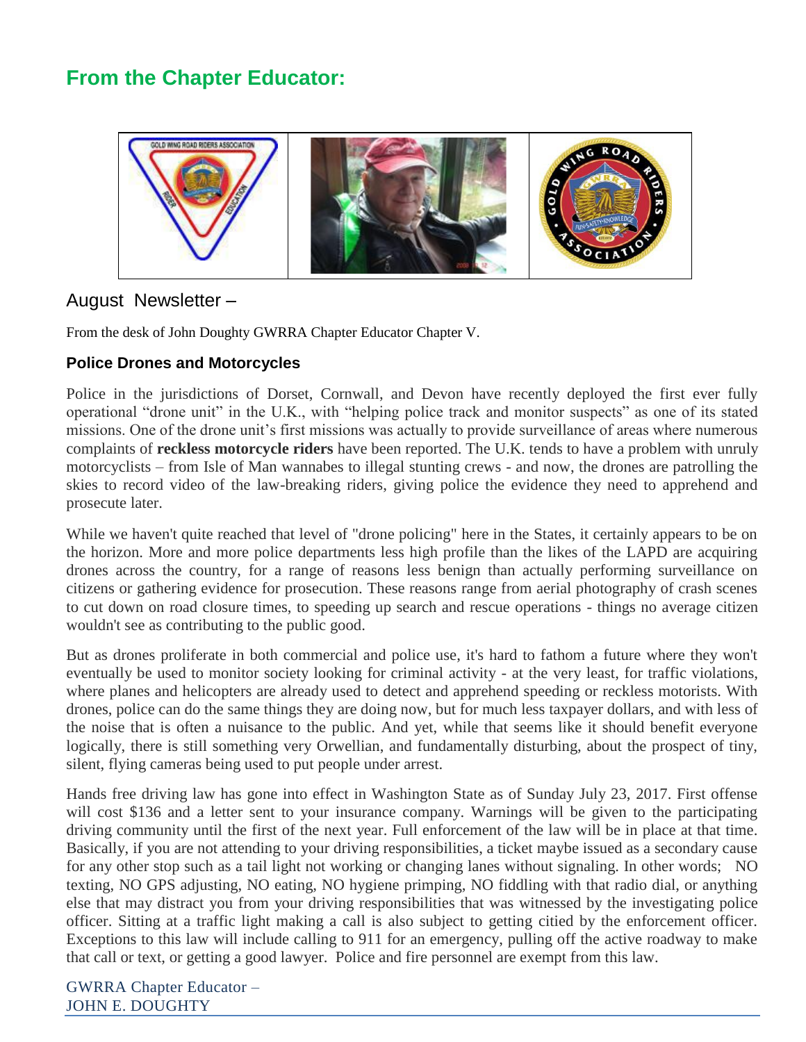## From the Chapter Educator:

### August Newsletter –

From the desk of John Doughty GWRRA Chapter Educator Chapter V.

**Police Drones and Motorcycles**

Police in the jurisdictions of Dorset, Cornwall, and Devon have recently deployed the first ever fully operational "drone unit" in the U.K., with "helping police track and monitor suspects" as one of its stated missions. One of the drone unit's first missions was actually to provide surveillance of areas where numerous complaints of **reckless motorcycle riders** have been reported. The U.K. tends to have a problem with unruly motorcyclists – from Isle of Man wannabes to illegal stunting crews - and now, the drones are patrolling the skies to record video of the law-breaking riders, giving police the evidence they need to apprehend and prosecute later.

While we haven't quite reached that level of "drone policing" here in the States, it certainly appears to be on the horizon. More and more police departments less high profile than the likes of the LAPD are acquiring drones across the country, for a range of reasons less benign than actually performing surveillance on citizens or gathering evidence for prosecution. These reasons range from aerial photography of crash scenes to cut down on road closure times, to speeding up search and rescue operations - things no average citizen wouldn't see as contributing to the public good.

But as drones proliferate in both commercial and police use, it's hard to fathom a future where they won't eventually be used to monitor society looking for criminal activity - at the very least, for traffic violations, where planes and helicopters are already used to detect and apprehend speeding or reckless motorists. With drones, police can do the same things they are doing now, but for much less taxpayer dollars, and with less of the noise that is often a nuisance to the public. And yet, while that seems like it should benefit everyone logically, there is still something very Orwellian, and fundamentally disturbing, about the prospect of tiny, silent, flying cameras being used to put people under arrest.

Hands free driving law has gone into effect in Washington State as of Sunday July 23, 2017. First offense will cost $136 and a letter sent to your insurance company. Warnings will be given to the participating driving community until the first of the next year. Full enforcement of the law will be in place at that time. Basically, if you are not attending to your driving responsibilities, a ticket maybe issued as a secondary cause for any other stop such as a tail light not working or changing lanes without signaling. In other words; NO texting, NO GPS adjusting, NO eating, NO hygiene primping, NO fiddling with that radio dial, or anything else that may distract you from your driving responsibilities that was witnessed by the investigating police officer. Sitting at a traffic light making a call is also subject to getting citied by the enforcement officer. Exceptions to this law will include calling to 911 for an emergency, pulling off the active roadway to make that call or text, or getting a good lawyer. Police and fire personnel are exempt from this law.

GWRRA Chapter Educator –
JOHN E. DOUGHTY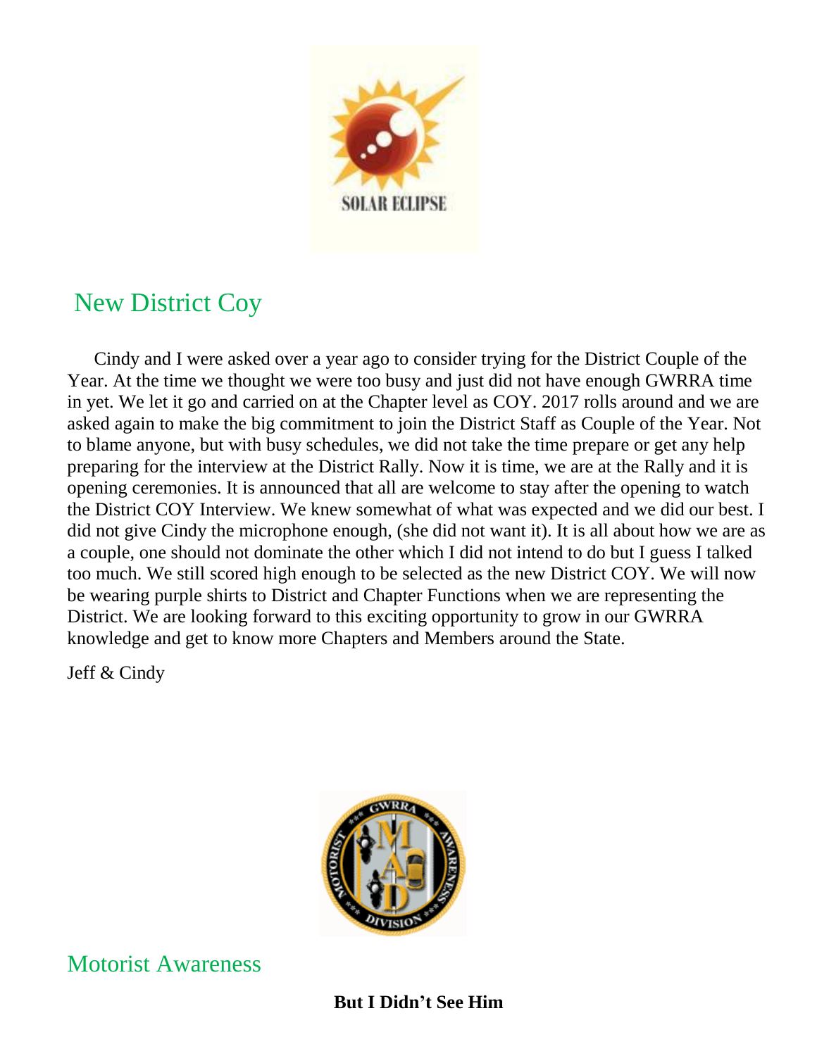## New District Coy

Cindy and I were asked over a year ago to consider trying for the District Couple of the Year. At the time we thought we were too busy and just did not have enough GWRRA time in yet. We let it go and carried on at the Chapter level as COY. 2017 rolls around and we are asked again to make the big commitment to join the District Staff as Couple of the Year. Not to blame anyone, but with busy schedules, we did not take the time prepare or get any help preparing for the interview at the District Rally. Now it is time, we are at the Rally and it is opening ceremonies. It is announced that all are welcome to stay after the opening to watch the District COY Interview. We knew somewhat of what was expected and we did our best. I did not give Cindy the microphone enough, (she did not want it). It is all about how we are as a couple, one should not dominate the other which I did not intend to do but I guess I talked too much. We still scored high enough to be selected as the new District COY. We will now be wearing purple shirts to District and Chapter Functions when we are representing the District. We are looking forward to this exciting opportunity to grow in our GWRRA knowledge and get to know more Chapters and Members around the State.

Jeff & Cindy

## Motorist Awareness

**But I Didn't See Him**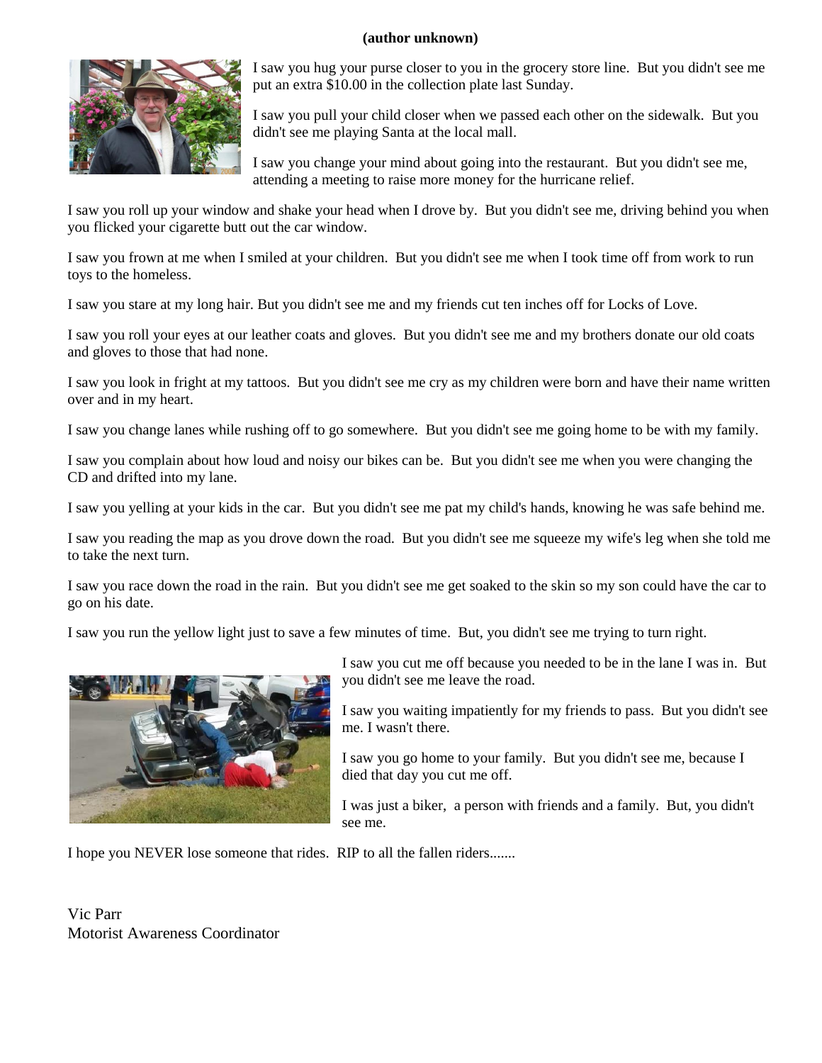**(author unknown)**

I saw you hug your purse closer to you in the grocery store line. But you didn't see me put an extra $10.00 in the collection plate last Sunday.

I saw you pull your child closer when we passed each other on the sidewalk. But you didn't see me playing Santa at the local mall.

I saw you change your mind about going into the restaurant. But you didn't see me, attending a meeting to raise more money for the hurricane relief.

I saw you roll up your window and shake your head when I drove by. But you didn't see me, driving behind you when you flicked your cigarette butt out the car window.

I saw you frown at me when I smiled at your children. But you didn't see me when I took time off from work to run toys to the homeless.

I saw you stare at my long hair. But you didn't see me and my friends cut ten inches off for Locks of Love.

I saw you roll your eyes at our leather coats and gloves. But you didn't see me and my brothers donate our old coats and gloves to those that had none.

I saw you look in fright at my tattoos. But you didn't see me cry as my children were born and have their name written over and in my heart.

I saw you change lanes while rushing off to go somewhere. But you didn't see me going home to be with my family.

I saw you complain about how loud and noisy our bikes can be. But you didn't see me when you were changing the CD and drifted into my lane.

I saw you yelling at your kids in the car. But you didn't see me pat my child's hands, knowing he was safe behind me.

I saw you reading the map as you drove down the road. But you didn't see me squeeze my wife's leg when she told me to take the next turn.

I saw you race down the road in the rain. But you didn't see me get soaked to the skin so my son could have the car to go on his date.

I saw you run the yellow light just to save a few minutes of time. But, you didn't see me trying to turn right.

I saw you cut me off because you needed to be in the lane I was in. But you didn't see me leave the road.

I saw you waiting impatiently for my friends to pass. But you didn't see me. I wasn't there.

I saw you go home to your family. But you didn't see me, because I died that day you cut me off.

I was just a biker, a person with friends and a family. But, you didn't see me.

I hope you NEVER lose someone that rides. RIP to all the fallen riders.......

Vic Parr
Motorist Awareness Coordinator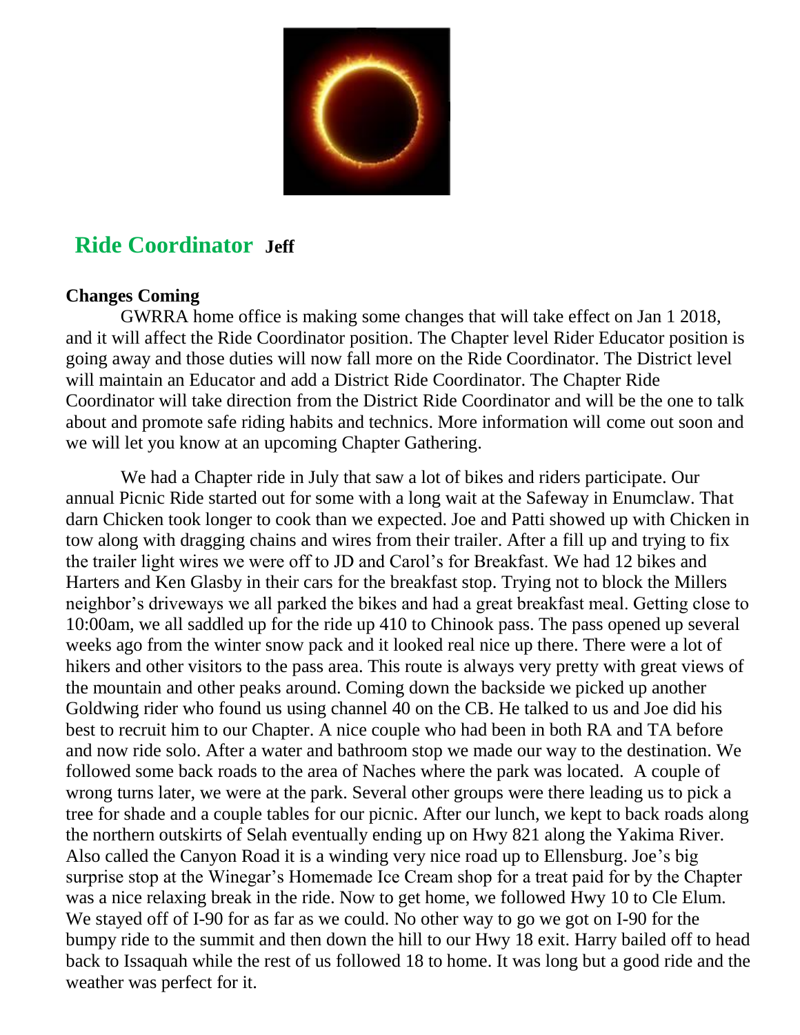## Ride Coordinator Jeff

**Changes Coming**

GWRRA home office is making some changes that will take effect on Jan 1 2018, and it will affect the Ride Coordinator position. The Chapter level Rider Educator position is going away and those duties will now fall more on the Ride Coordinator. The District level will maintain an Educator and add a District Ride Coordinator. The Chapter Ride Coordinator will take direction from the District Ride Coordinator and will be the one to talk about and promote safe riding habits and technics. More information will come out soon and we will let you know at an upcoming Chapter Gathering.

We had a Chapter ride in July that saw a lot of bikes and riders participate. Our annual Picnic Ride started out for some with a long wait at the Safeway in Enumclaw. That darn Chicken took longer to cook than we expected. Joe and Patti showed up with Chicken in tow along with dragging chains and wires from their trailer. After a fill up and trying to fix the trailer light wires we were off to JD and Carol's for Breakfast. We had 12 bikes and Harters and Ken Glasby in their cars for the breakfast stop. Trying not to block the Millers neighbor's driveways we all parked the bikes and had a great breakfast meal. Getting close to 10:00am, we all saddled up for the ride up 410 to Chinook pass. The pass opened up several weeks ago from the winter snow pack and it looked real nice up there. There were a lot of hikers and other visitors to the pass area. This route is always very pretty with great views of the mountain and other peaks around. Coming down the backside we picked up another Goldwing rider who found us using channel 40 on the CB. He talked to us and Joe did his best to recruit him to our Chapter. A nice couple who had been in both RA and TA before and now ride solo. After a water and bathroom stop we made our way to the destination. We followed some back roads to the area of Naches where the park was located. A couple of wrong turns later, we were at the park. Several other groups were there leading us to pick a tree for shade and a couple tables for our picnic. After our lunch, we kept to back roads along the northern outskirts of Selah eventually ending up on Hwy 821 along the Yakima River. Also called the Canyon Road it is a winding very nice road up to Ellensburg. Joe's big surprise stop at the Winegar's Homemade Ice Cream shop for a treat paid for by the Chapter was a nice relaxing break in the ride. Now to get home, we followed Hwy 10 to Cle Elum. We stayed off of I-90 for as far as we could. No other way to go we got on I-90 for the bumpy ride to the summit and then down the hill to our Hwy 18 exit. Harry bailed off to head back to Issaquah while the rest of us followed 18 to home. It was long but a good ride and the weather was perfect for it.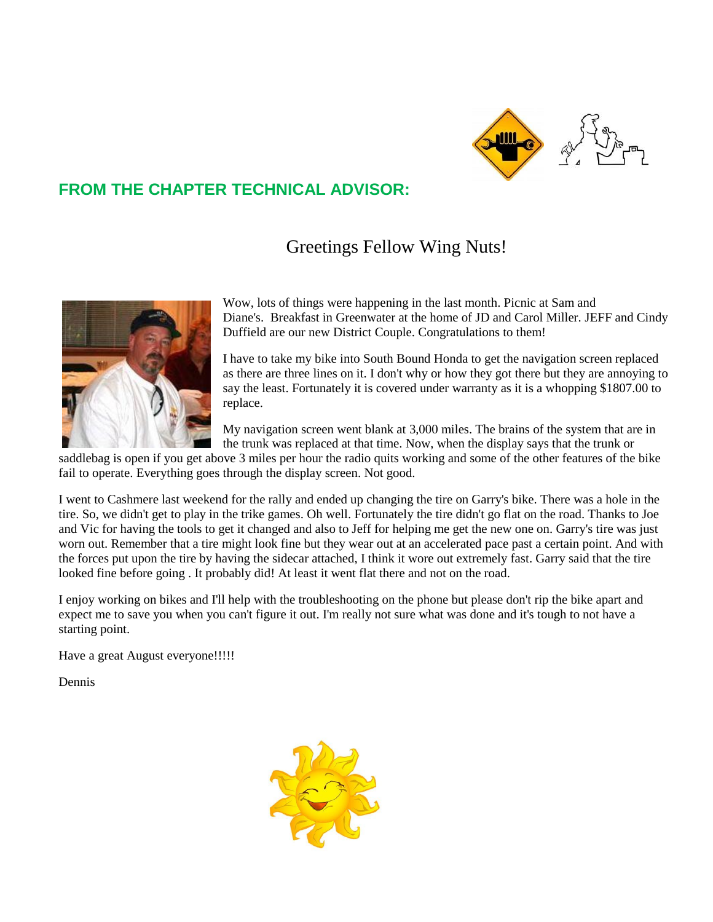## FROM THE CHAPTER TECHNICAL ADVISOR:

### Greetings Fellow Wing Nuts!

Wow, lots of things were happening in the last month. Picnic at Sam and Diane's. Breakfast in Greenwater at the home of JD and Carol Miller. JEFF and Cindy Duffield are our new District Couple. Congratulations to them!

I have to take my bike into South Bound Honda to get the navigation screen replaced as there are three lines on it. I don't why or how they got there but they are annoying to say the least. Fortunately it is covered under warranty as it is a whopping $1807.00 to replace.

My navigation screen went blank at 3,000 miles. The brains of the system that are in the trunk was replaced at that time. Now, when the display says that the trunk or saddlebag is open if you get above 3 miles per hour the radio quits working and some of the other features of the bike fail to operate. Everything goes through the display screen. Not good.

I went to Cashmere last weekend for the rally and ended up changing the tire on Garry's bike. There was a hole in the tire. So, we didn't get to play in the trike games. Oh well. Fortunately the tire didn't go flat on the road. Thanks to Joe and Vic for having the tools to get it changed and also to Jeff for helping me get the new one on. Garry's tire was just worn out. Remember that a tire might look fine but they wear out at an accelerated pace past a certain point. And with the forces put upon the tire by having the sidecar attached, I think it wore out extremely fast. Garry said that the tire looked fine before going . It probably did! At least it went flat there and not on the road.

I enjoy working on bikes and I'll help with the troubleshooting on the phone but please don't rip the bike apart and expect me to save you when you can't figure it out. I'm really not sure what was done and it's tough to not have a starting point.

Have a great August everyone!!!!!

Dennis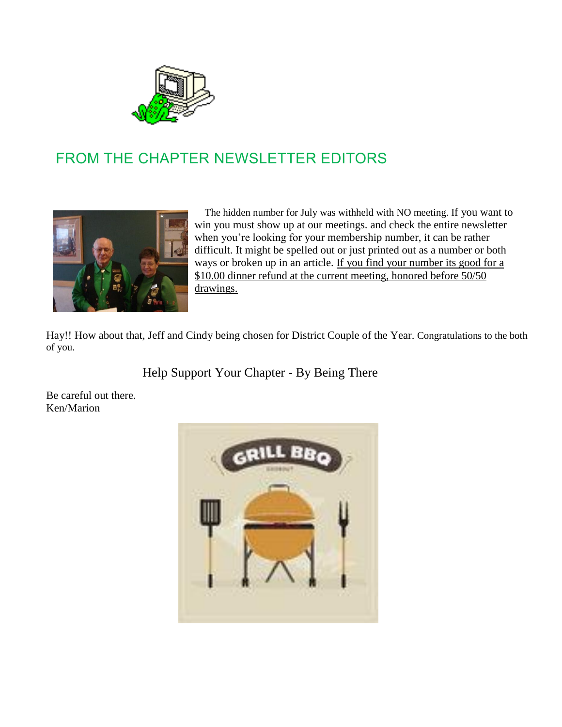## FROM THE CHAPTER NEWSLETTER EDITORS

The hidden number for July was withheld with NO meeting. If you want to win you must show up at our meetings. and check the entire newsletter when you're looking for your membership number, it can be rather difficult. It might be spelled out or just printed out as a number or both ways or broken up in an article. If you find your number its good for a $10.00 dinner refund at the current meeting, honored before 50/50 drawings.

Hay!! How about that, Jeff and Cindy being chosen for District Couple of the Year. Congratulations to the both of you.

Help Support Your Chapter - By Being There

Be careful out there.
Ken/Marion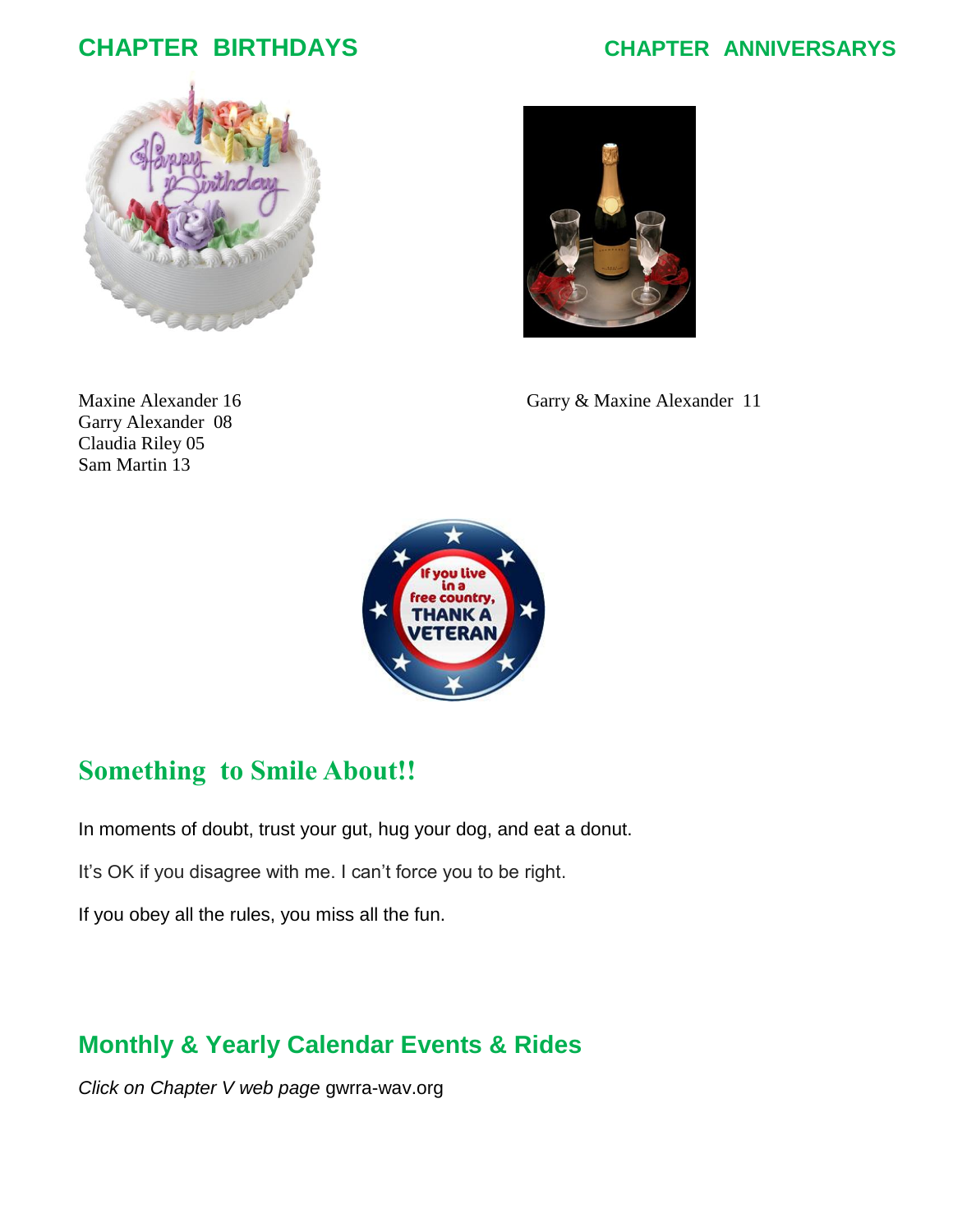## CHAPTER BIRTHDAYS

Maxine Alexander 16
Garry Alexander 08
Claudia Riley 05
Sam Martin 13

## CHAPTER ANNIVERSARYS

Garry & Maxine Alexander 11

## Something to Smile About!!

In moments of doubt, trust your gut, hug your dog, and eat a donut.

It's OK if you disagree with me. I can't force you to be right.

If you obey all the rules, you miss all the fun.

## Monthly & Yearly Calendar Events & Rides

*Click on Chapter V web page* gwrra-wav.org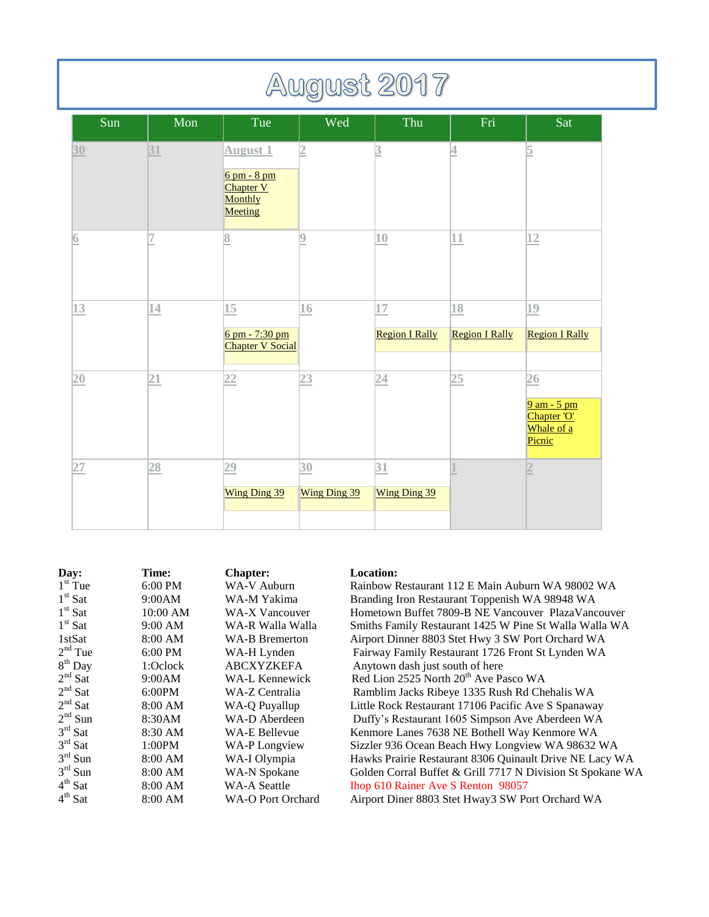# August 2017

| Sun | Mon | Tue | Wed | Thu | Fri | Sat |
|---|---|---|---|---|---|---|
| 30 | 31 | August 1<br>6 pm - 8 pm Chapter V Monthly Meeting | 2 | 3 | 4 | 5 |
| 6 | 7 | 8 | 9 | 10 | 11 | 12 |
| 13 | 14 | 15<br>6 pm - 7:30 pm Chapter V Social | 16 | 17<br>Region I Rally | 18<br>Region I Rally | 19<br>Region I Rally |
| 20 | 21 | 22 | 23 | 24 | 25 | 26<br>9 am - 5 pm Chapter 'O' Whale of a Picnic |
| 27 | 28 | 29<br>Wing Ding 39 | 30<br>Wing Ding 39 | 31<br>Wing Ding 39 | 1 | 2 |

| Day: | Time: | Chapter: | Location: |
|---|---|---|---|
| 1st Tue | 6:00 PM | WA-V Auburn | Rainbow Restaurant 112 E Main Auburn WA 98002 WA |
| 1st Sat | 9:00AM | WA-M Yakima | Branding Iron Restaurant Toppenish WA 98948 WA |
| 1st Sat | 10:00 AM | WA-X Vancouver | Hometown Buffet 7809-B NE Vancouver PlazaVancouver |
| 1st Sat | 9:00 AM | WA-R Walla Walla | Smiths Family Restaurant 1425 W Pine St Walla Walla WA |
| 1stSat | 8:00 AM | WA-B Bremerton | Airport Dinner 8803 Stet Hwy 3 SW Port Orchard WA |
| 2nd Tue | 6:00 PM | WA-H Lynden | Fairway Family Restaurant 1726 Front St Lynden WA |
| 8th Day | 1:Oclock | ABCXYZKEFA | Anytown dash just south of here |
| 2nd Sat | 9:00AM | WA-L Kennewick | Red Lion 2525 North 20th Ave Pasco WA |
| 2nd Sat | 6:00PM | WA-Z Centralia | Ramblim Jacks Ribeye 1335 Rush Rd Chehalis WA |
| 2nd Sat | 8:00 AM | WA-Q Puyallup | Little Rock Restaurant 17106 Pacific Ave S Spanaway |
| 2nd Sun | 8:30AM | WA-D Aberdeen | Duffy's Restaurant 1605 Simpson Ave Aberdeen WA |
| 3rd Sat | 8:30 AM | WA-E Bellevue | Kenmore Lanes 7638 NE Bothell Way Kenmore WA |
| 3rd Sat | 1:00PM | WA-P Longview | Sizzler 936 Ocean Beach Hwy Longview WA 98632 WA |
| 3rd Sun | 8:00 AM | WA-I Olympia | Hawks Prairie Restaurant 8306 Quinault Drive NE Lacy WA |
| 3rd Sun | 8:00 AM | WA-N Spokane | Golden Corral Buffet & Grill 7717 N Division St Spokane WA |
| 4th Sat | 8:00 AM | WA-A Seattle | Ihop 610 Rainer Ave S Renton 98057 |
| 4th Sat | 8:00 AM | WA-O Port Orchard | Airport Diner 8803 Stet Hwy3 SW Port Orchard WA |